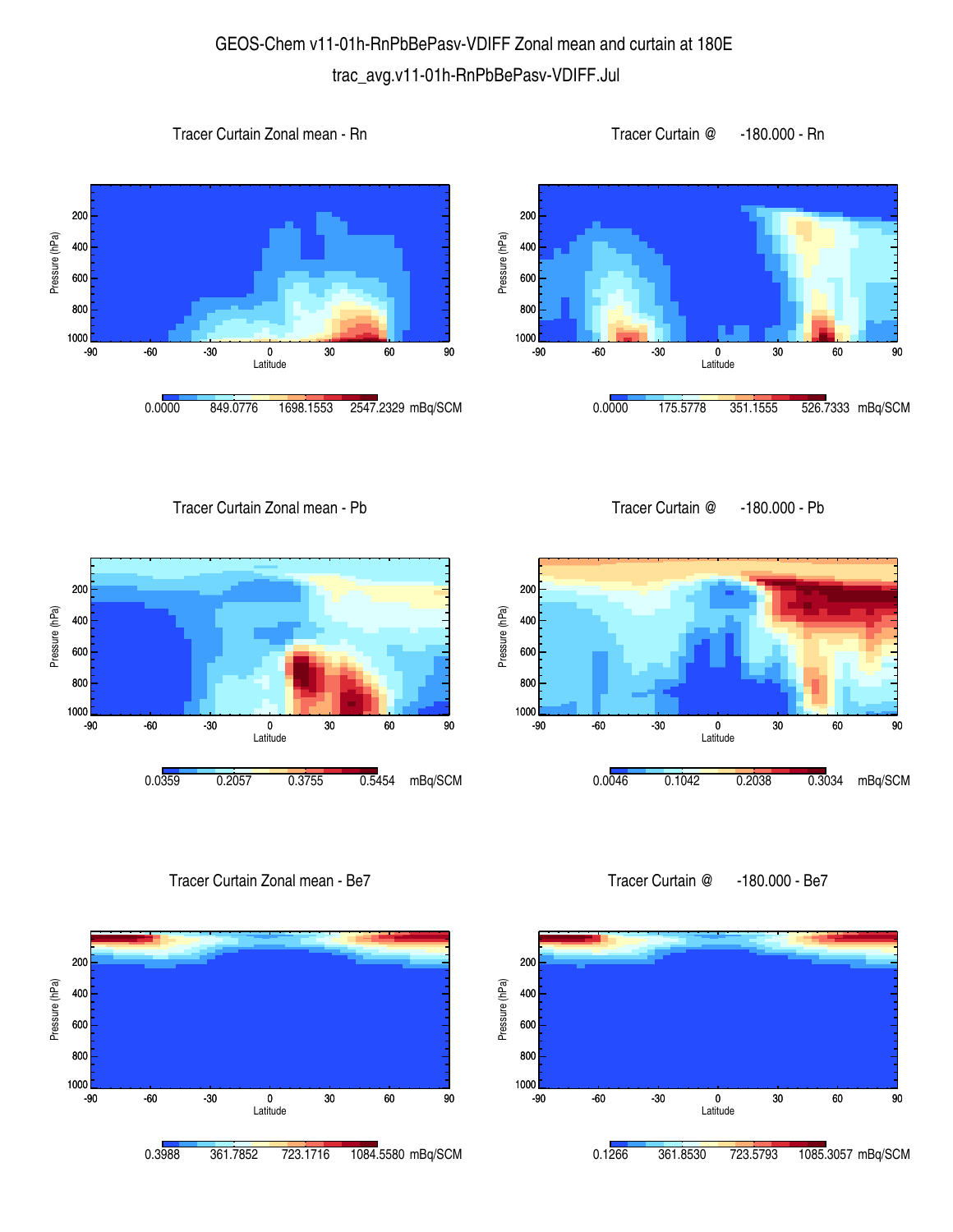# GEOS-Chem v11-01h-RnPbBePasv-VDIFF Zonal mean and curtain at 180E

## trac_avg.v11-01h-RnPbBePasv-VDIFF.Jul

### Tracer Curtain Zonal mean - Rn

Pressure (hPa) / Latitude

0.0000 849.0776 1698.1553 2547.2329 mBq/SCM

### Tracer Curtain @ -180.000 - Rn

Pressure (hPa) / Latitude

0.0000 175.5778 351.1555 526.7333 mBq/SCM

### Tracer Curtain Zonal mean - Pb

Pressure (hPa) / Latitude

0.0359 0.2057 0.3755 0.5454 mBq/SCM

### Tracer Curtain @ -180.000 - Pb

Pressure (hPa) / Latitude

0.0046 0.1042 0.2038 0.3034 mBq/SCM

### Tracer Curtain Zonal mean - Be7

Pressure (hPa) / Latitude

0.3988 361.7852 723.1716 1084.5580 mBq/SCM

### Tracer Curtain @ -180.000 - Be7

Pressure (hPa) / Latitude

0.1266 361.8530 723.5793 1085.3057 mBq/SCM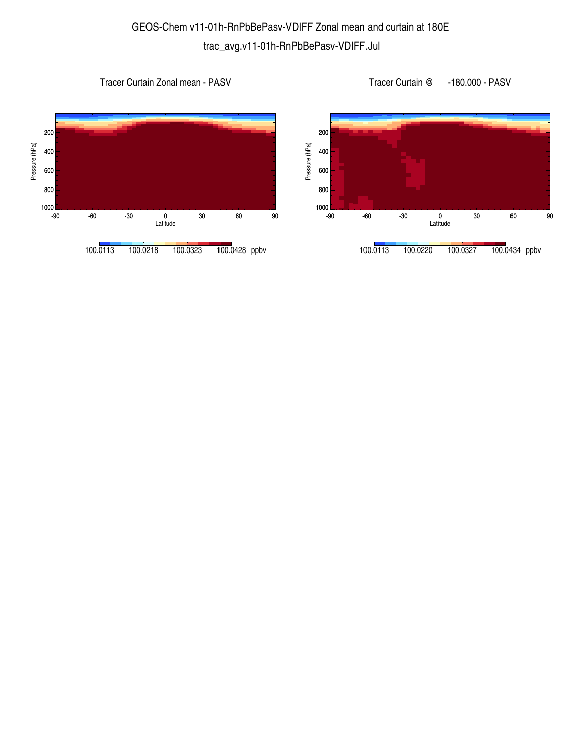GEOS-Chem v11-01h-RnPbBePasv-VDIFF Zonal mean and curtain at 180E

trac_avg.v11-01h-RnPbBePasv-VDIFF.Jul

Tracer Curtain Zonal mean - PASV

Pressure (hPa)
200
400
600
800
1000

-90 -60 -30 0 30 60 90
Latitude

100.0113 100.0218 100.0323 100.0428 ppbv

Tracer Curtain @ -180.000 - PASV

Pressure (hPa)
200
400
600
800
1000

-90 -60 -30 0 30 60 90
Latitude

100.0113 100.0220 100.0327 100.0434 ppbv